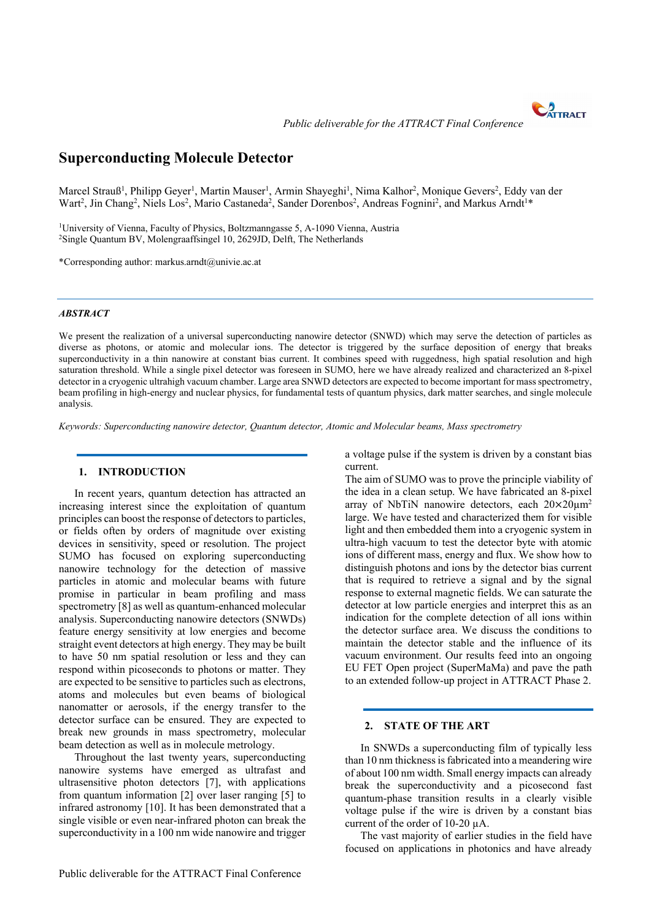# Superconducting Molecule Detector

Marcel Strauß[1], Philipp Geyer[1], Martin Mauser[1], Armin Shayeghi[1], Nima Kalhor[2], Monique Gevers[2], Eddy van der Wart[2], Jin Chang[2], Niels Los[2], Mario Castaneda[2], Sander Dorenbos[2], Andreas Fognini[2], and Markus Arndt[1]*

[1]University of Vienna, Faculty of Physics, Boltzmanngasse 5, A-1090 Vienna, Austria
[2]Single Quantum BV, Molengraaffsingel 10, 2629JD, Delft, The Netherlands

*Corresponding author: markus.arndt@univie.ac.at

### *ABSTRACT*

We present the realization of a universal superconducting nanowire detector (SNWD) which may serve the detection of particles as diverse as photons, or atomic and molecular ions. The detector is triggered by the surface deposition of energy that breaks superconductivity in a thin nanowire at constant bias current. It combines speed with ruggedness, high spatial resolution and high saturation threshold. While a single pixel detector was foreseen in SUMO, here we have already realized and characterized an 8-pixel detector in a cryogenic ultrahigh vacuum chamber. Large area SNWD detectors are expected to become important for mass spectrometry, beam profiling in high-energy and nuclear physics, for fundamental tests of quantum physics, dark matter searches, and single molecule analysis.

*Keywords: Superconducting nanowire detector, Quantum detector, Atomic and Molecular beams, Mass spectrometry*

## 1. INTRODUCTION

In recent years, quantum detection has attracted an increasing interest since the exploitation of quantum principles can boost the response of detectors to particles, or fields often by orders of magnitude over existing devices in sensitivity, speed or resolution. The project SUMO has focused on exploring superconducting nanowire technology for the detection of massive particles in atomic and molecular beams with future promise in particular in beam profiling and mass spectrometry [8] as well as quantum-enhanced molecular analysis. Superconducting nanowire detectors (SNWDs) feature energy sensitivity at low energies and become straight event detectors at high energy. They may be built to have 50 nm spatial resolution or less and they can respond within picoseconds to photons or matter. They are expected to be sensitive to particles such as electrons, atoms and molecules but even beams of biological nanomatter or aerosols, if the energy transfer to the detector surface can be ensured. They are expected to break new grounds in mass spectrometry, molecular beam detection as well as in molecule metrology.

Throughout the last twenty years, superconducting nanowire systems have emerged as ultrafast and ultrasensitive photon detectors [7], with applications from quantum information [2] over laser ranging [5] to infrared astronomy [10]. It has been demonstrated that a single visible or even near-infrared photon can break the superconductivity in a 100 nm wide nanowire and trigger a voltage pulse if the system is driven by a constant bias current.

The aim of SUMO was to prove the principle viability of the idea in a clean setup. We have fabricated an 8-pixel array of NbTiN nanowire detectors, each 20×20μm$^2$ large. We have tested and characterized them for visible light and then embedded them into a cryogenic system in ultra-high vacuum to test the detector byte with atomic ions of different mass, energy and flux. We show how to distinguish photons and ions by the detector bias current that is required to retrieve a signal and by the signal response to external magnetic fields. We can saturate the detector at low particle energies and interpret this as an indication for the complete detection of all ions within the detector surface area. We discuss the conditions to maintain the detector stable and the influence of its vacuum environment. Our results feed into an ongoing EU FET Open project (SuperMaMa) and pave the path to an extended follow-up project in ATTRACT Phase 2.

## 2. STATE OF THE ART

In SNWDs a superconducting film of typically less than 10 nm thickness is fabricated into a meandering wire of about 100 nm width. Small energy impacts can already break the superconductivity and a picosecond fast quantum-phase transition results in a clearly visible voltage pulse if the wire is driven by a constant bias current of the order of 10-20 µA.

The vast majority of earlier studies in the field have focused on applications in photonics and have already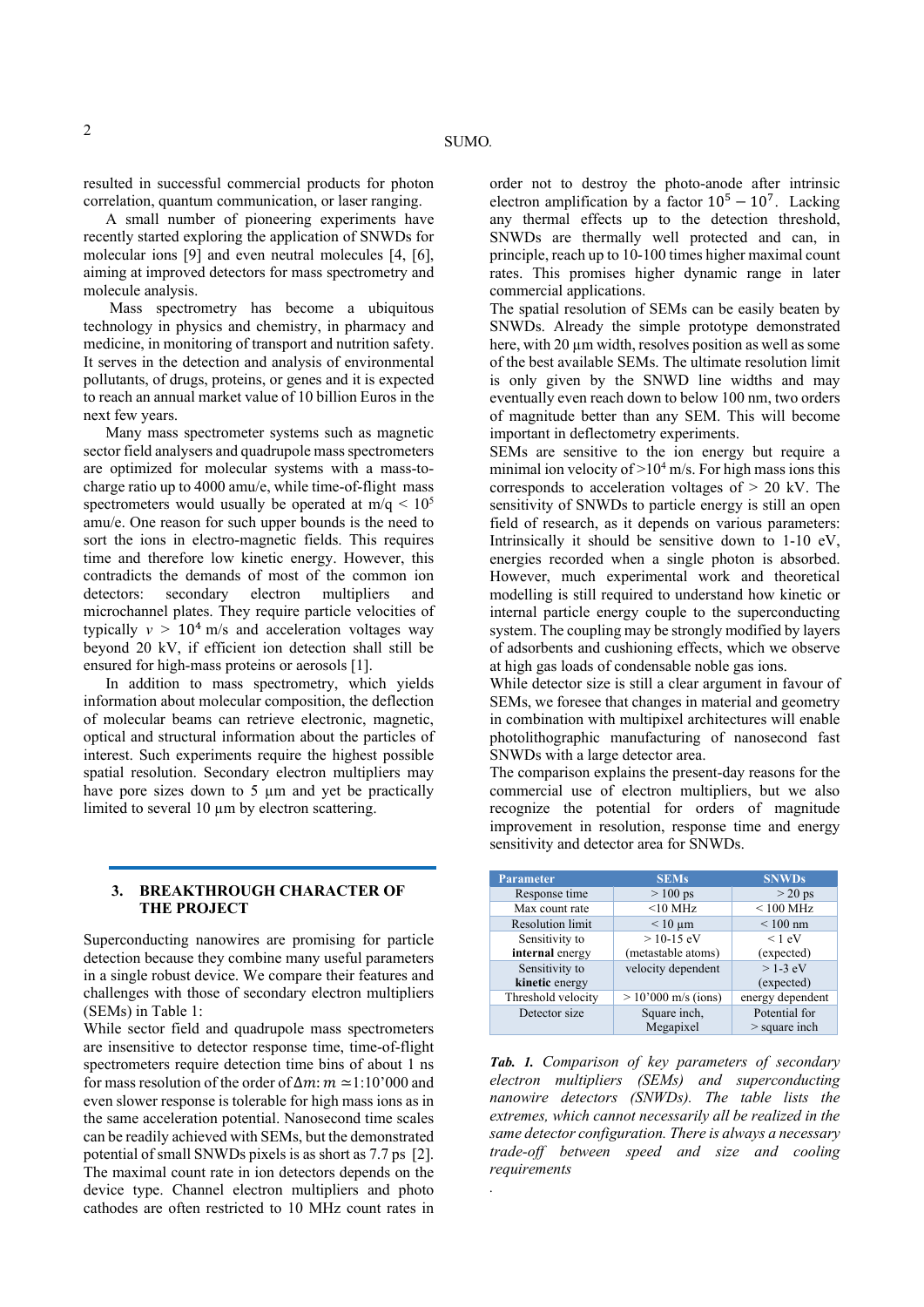resulted in successful commercial products for photon correlation, quantum communication, or laser ranging.

A small number of pioneering experiments have recently started exploring the application of SNWDs for molecular ions [9] and even neutral molecules [4, [6], aiming at improved detectors for mass spectrometry and molecule analysis.

Mass spectrometry has become a ubiquitous technology in physics and chemistry, in pharmacy and medicine, in monitoring of transport and nutrition safety. It serves in the detection and analysis of environmental pollutants, of drugs, proteins, or genes and it is expected to reach an annual market value of 10 billion Euros in the next few years.

Many mass spectrometer systems such as magnetic sector field analysers and quadrupole mass spectrometers are optimized for molecular systems with a mass-to-charge ratio up to 4000 amu/e, while time-of-flight mass spectrometers would usually be operated at m/q < $10^5$ amu/e. One reason for such upper bounds is the need to sort the ions in electro-magnetic fields. This requires time and therefore low kinetic energy. However, this contradicts the demands of most of the common ion detectors: secondary electron multipliers and microchannel plates. They require particle velocities of typically $v > 10^4$ m/s and acceleration voltages way beyond 20 kV, if efficient ion detection shall still be ensured for high-mass proteins or aerosols [1].

In addition to mass spectrometry, which yields information about molecular composition, the deflection of molecular beams can retrieve electronic, magnetic, optical and structural information about the particles of interest. Such experiments require the highest possible spatial resolution. Secondary electron multipliers may have pore sizes down to 5 µm and yet be practically limited to several 10 µm by electron scattering.

## 3. BREAKTHROUGH CHARACTER OF THE PROJECT

Superconducting nanowires are promising for particle detection because they combine many useful parameters in a single robust device. We compare their features and challenges with those of secondary electron multipliers (SEMs) in Table 1:

While sector field and quadrupole mass spectrometers are insensitive to detector response time, time-of-flight spectrometers require detection time bins of about 1 ns for mass resolution of the order of $\Delta m: m \simeq 1:10'000$ and even slower response is tolerable for high mass ions as in the same acceleration potential. Nanosecond time scales can be readily achieved with SEMs, but the demonstrated potential of small SNWDs pixels is as short as 7.7 ps [2].

The maximal count rate in ion detectors depends on the device type. Channel electron multipliers and photo cathodes are often restricted to 10 MHz count rates in order not to destroy the photo-anode after intrinsic electron amplification by a factor $10^5 - 10^7$. Lacking any thermal effects up to the detection threshold, SNWDs are thermally well protected and can, in principle, reach up to 10-100 times higher maximal count rates. This promises higher dynamic range in later commercial applications.

The spatial resolution of SEMs can be easily beaten by SNWDs. Already the simple prototype demonstrated here, with 20 µm width, resolves position as well as some of the best available SEMs. The ultimate resolution limit is only given by the SNWD line widths and may eventually even reach down to below 100 nm, two orders of magnitude better than any SEM. This will become important in deflectometry experiments.

SEMs are sensitive to the ion energy but require a minimal ion velocity of >$10^4$ m/s. For high mass ions this corresponds to acceleration voltages of > 20 kV. The sensitivity of SNWDs to particle energy is still an open field of research, as it depends on various parameters: Intrinsically it should be sensitive down to 1-10 eV, energies recorded when a single photon is absorbed. However, much experimental work and theoretical modelling is still required to understand how kinetic or internal particle energy couple to the superconducting system. The coupling may be strongly modified by layers of adsorbents and cushioning effects, which we observe at high gas loads of condensable noble gas ions.

While detector size is still a clear argument in favour of SEMs, we foresee that changes in material and geometry in combination with multipixel architectures will enable photolithographic manufacturing of nanosecond fast SNWDs with a large detector area.

The comparison explains the present-day reasons for the commercial use of electron multipliers, but we also recognize the potential for orders of magnitude improvement in resolution, response time and energy sensitivity and detector area for SNWDs.

| Parameter | SEMs | SNWDs |
|---|---|---|
| Response time | > 100 ps | > 20 ps |
| Max count rate | <10 MHz | < 100 MHz |
| Resolution limit | < 10 µm | < 100 nm |
| Sensitivity to **internal** energy | > 10-15 eV (metastable atoms) | < 1 eV (expected) |
| Sensitivity to **kinetic** energy | velocity dependent | > 1-3 eV (expected) |
| Threshold velocity | > 10'000 m/s (ions) | energy dependent |
| Detector size | Square inch, Megapixel | Potential for > square inch |

***Tab. 1.*** *Comparison of key parameters of secondary electron multipliers (SEMs) and superconducting nanowire detectors (SNWDs). The table lists the extremes, which cannot necessarily all be realized in the same detector configuration. There is always a necessary trade-off between speed and size and cooling requirements*

.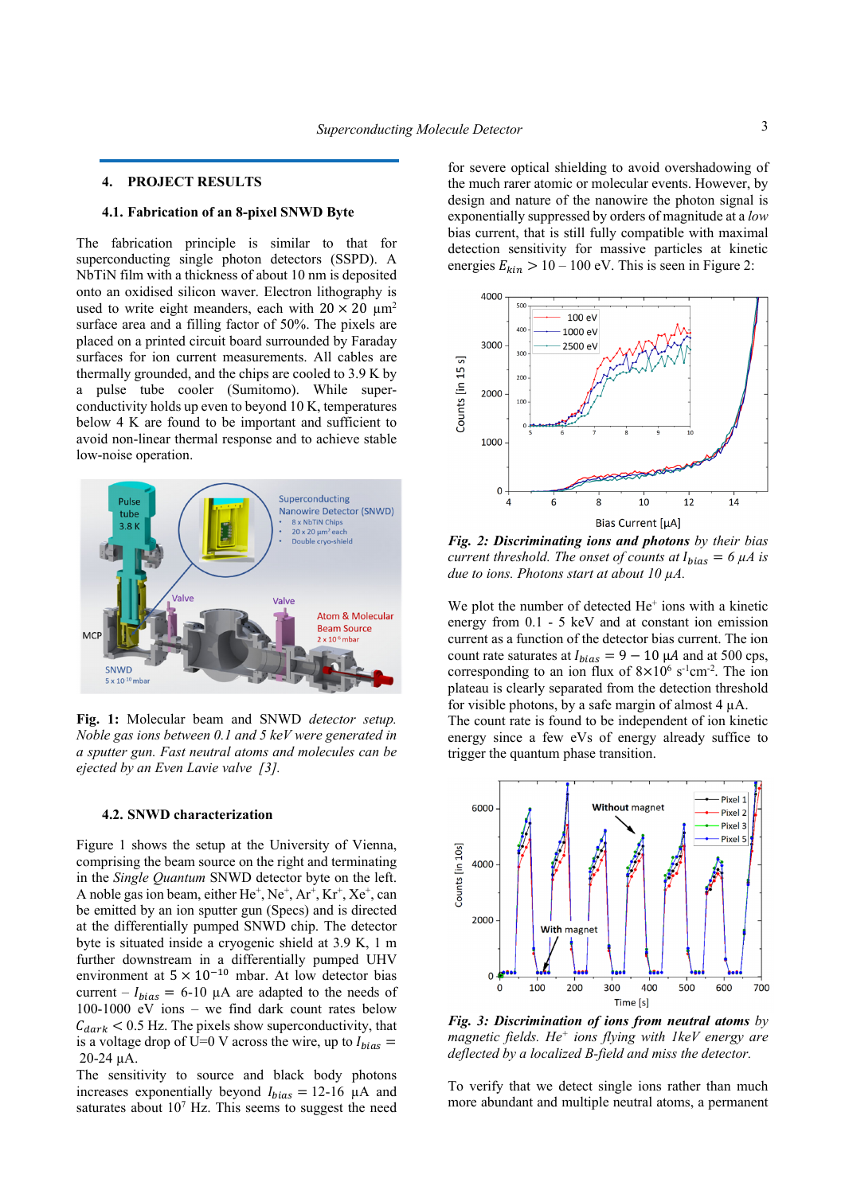## 4. PROJECT RESULTS

### 4.1. Fabrication of an 8-pixel SNWD Byte

The fabrication principle is similar to that for superconducting single photon detectors (SSPD). A NbTiN film with a thickness of about 10 nm is deposited onto an oxidised silicon waver. Electron lithography is used to write eight meanders, each with 20 × 20 µm² surface area and a filling factor of 50%. The pixels are placed on a printed circuit board surrounded by Faraday surfaces for ion current measurements. All cables are thermally grounded, and the chips are cooled to 3.9 K by a pulse tube cooler (Sumitomo). While superconductivity holds up even to beyond 10 K, temperatures below 4 K are found to be important and sufficient to avoid non-linear thermal response and to achieve stable low-noise operation.

**Fig. 1:** Molecular beam and SNWD *detector setup. Noble gas ions between 0.1 and 5 keV were generated in a sputter gun. Fast neutral atoms and molecules can be ejected by an Even Lavie valve [3].*

### 4.2. SNWD characterization

Figure 1 shows the setup at the University of Vienna, comprising the beam source on the right and terminating in the *Single Quantum* SNWD detector byte on the left. A noble gas ion beam, either $He^+$, $Ne^+$, $Ar^+$, $Kr^+$, $Xe^+$, can be emitted by an ion sputter gun (Specs) and is directed at the differentially pumped SNWD chip. The detector byte is situated inside a cryogenic shield at 3.9 K, 1 m further downstream in a differentially pumped UHV environment at $5 \times 10^{-10}$ mbar. At low detector bias current – $I_{bias}$ = 6-10 µA are adapted to the needs of 100-1000 eV ions – we find dark count rates below $C_{dark} < 0.5$ Hz. The pixels show superconductivity, that is a voltage drop of U=0 V across the wire, up to $I_{bias}$ = 20-24 µA.

The sensitivity to source and black body photons increases exponentially beyond $I_{bias}$ = 12-16 µA and saturates about $10^7$ Hz. This seems to suggest the need for severe optical shielding to avoid overshadowing of the much rarer atomic or molecular events. However, by design and nature of the nanowire the photon signal is exponentially suppressed by orders of magnitude at a *low* bias current, that is still fully compatible with maximal detection sensitivity for massive particles at kinetic energies $E_{kin} > 10 - 100$ eV. This is seen in Figure 2:

***Fig. 2: Discriminating ions and photons*** *by their bias current threshold. The onset of counts at $I_{bias}$ = 6 µA is due to ions. Photons start at about 10 µA.*

We plot the number of detected $He^+$ ions with a kinetic energy from 0.1 - 5 keV and at constant ion emission current as a function of the detector bias current. The ion count rate saturates at $I_{bias} = 9 - 10$ µA and at 500 cps, corresponding to an ion flux of $8 \times 10^6$ $s^{-1}cm^{-2}$. The ion plateau is clearly separated from the detection threshold for visible photons, by a safe margin of almost 4 µA. The count rate is found to be independent of ion kinetic energy since a few eVs of energy already suffice to trigger the quantum phase transition.

***Fig. 3: Discrimination of ions from neutral atoms*** *by magnetic fields. $He^+$ ions flying with 1keV energy are deflected by a localized B-field and miss the detector.*

To verify that we detect single ions rather than much more abundant and multiple neutral atoms, a permanent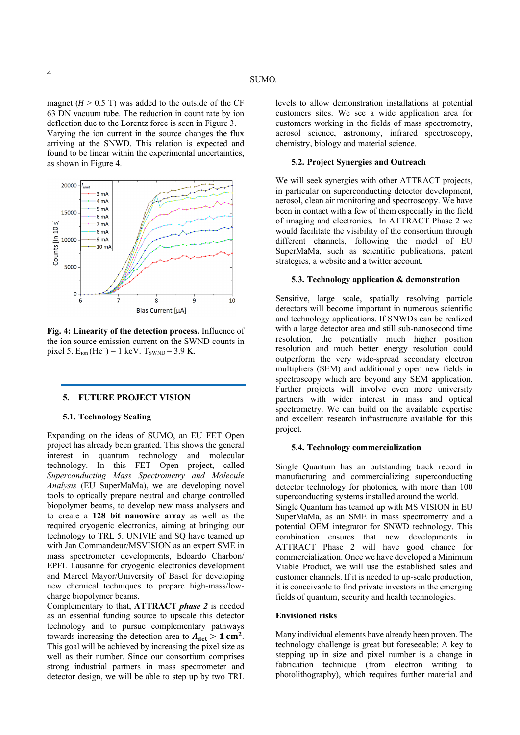magnet ($H > 0.5$ T) was added to the outside of the CF 63 DN vacuum tube. The reduction in count rate by ion deflection due to the Lorentz force is seen in Figure 3. Varying the ion current in the source changes the flux arriving at the SNWD. This relation is expected and found to be linear within the experimental uncertainties, as shown in Figure 4.

**Fig. 4: Linearity of the detection process.** Influence of the ion source emission current on the SWND counts in pixel 5. $E_{ion}$ ($He^+$) = 1 keV. $T_{SWND}$ = 3.9 K.

## 5. FUTURE PROJECT VISION

### 5.1. Technology Scaling

Expanding on the ideas of SUMO, an EU FET Open project has already been granted. This shows the general interest in quantum and molecular technology. In this FET Open project, called *Superconducting Mass Spectrometry and Molecule Analysis* (EU SuperMaMa), we are developing novel tools to optically prepare neutral and charge controlled biopolymer beams, to develop new mass analysers and to create a **128 bit nanowire array** as well as the required cryogenic electronics, aiming at bringing our technology to TRL 5. UNIVIE and SQ have teamed up with Jan Commandeur/MSVISION as an expert SME in mass spectrometer developments, Edoardo Charbon/ EPFL Lausanne for cryogenic electronics development and Marcel Mayor/University of Basel for developing new chemical techniques to prepare high-mass/low-charge biopolymer beams.

Complementary to that, **ATTRACT *phase 2*** is needed as an essential funding source to upscale this detector technology and to pursue complementary pathways towards increasing the detection area to $\boldsymbol{A_{det} > 1\ \mathrm{cm}^2}$. This goal will be achieved by increasing the pixel size as well as their number. Since our consortium comprises strong industrial partners in mass spectrometer and detector design, we will be able to step up by two TRL levels to allow demonstration installations at potential customers sites. We see a wide application area for customers working in the fields of mass spectrometry, aerosol science, astronomy, infrared spectroscopy, chemistry, biology and material science.

### 5.2. Project Synergies and Outreach

We will seek synergies with other ATTRACT projects, in particular on superconducting detector development, aerosol, clean air monitoring and spectroscopy. We have been in contact with a few of them especially in the field of imaging and electronics. In ATTRACT Phase 2 we would facilitate the visibility of the consortium through different channels, following the model of EU SuperMaMa, such as scientific publications, patent strategies, a website and a twitter account.

### 5.3. Technology application & demonstration

Sensitive, large scale, spatially resolving particle detectors will become important in numerous scientific and technology applications. If SNWDs can be realized with a large detector area and still sub-nanosecond time resolution, the potentially much higher position resolution and much better energy resolution could outperform the very wide-spread secondary electron multipliers (SEM) and additionally open new fields in spectroscopy which are beyond any SEM application. Further projects will involve even more university partners with wider interest in mass and optical spectrometry. We can build on the available expertise and excellent research infrastructure available for this project.

### 5.4. Technology commercialization

Single Quantum has an outstanding track record in manufacturing and commercializing superconducting detector technology for photonics, with more than 100 superconducting systems installed around the world.

Single Quantum has teamed up with MS VISION in EU SuperMaMa, as an SME in mass spectrometry and a potential OEM integrator for SNWD technology. This combination ensures that new developments in ATTRACT Phase 2 will have good chance for commercialization. Once we have developed a Minimum Viable Product, we will use the established sales and customer channels. If it is needed to up-scale production, it is conceivable to find private investors in the emerging fields of quantum, security and health technologies.

### Envisioned risks

Many individual elements have already been proven. The technology challenge is great but foreseeable: A key to stepping up in size and pixel number is a change in fabrication technique (from electron writing to photolithography), which requires further material and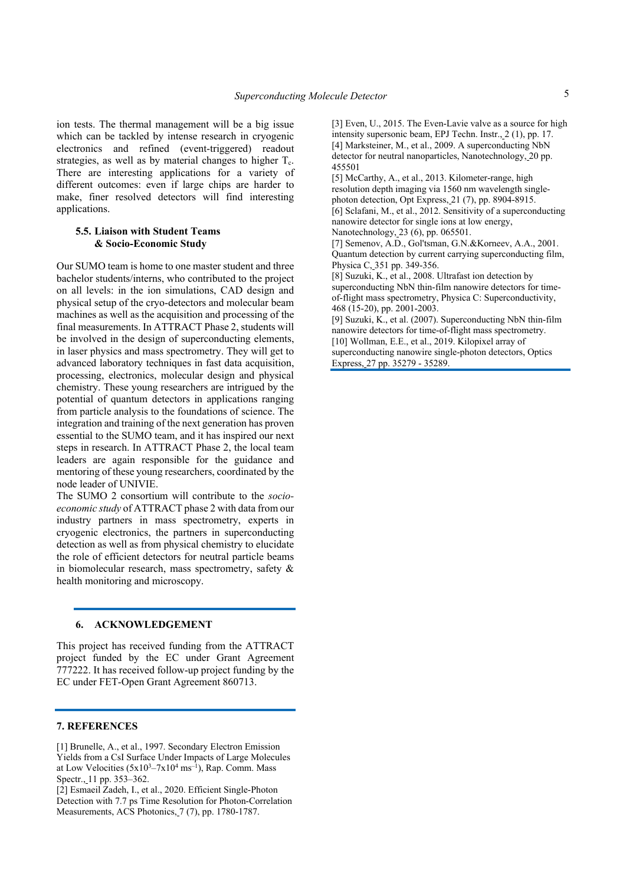ion tests. The thermal management will be a big issue which can be tackled by intense research in cryogenic electronics and refined (event-triggered) readout strategies, as well as by material changes to higher $T_c$. There are interesting applications for a variety of different outcomes: even if large chips are harder to make, finer resolved detectors will find interesting applications.

### 5.5. Liaison with Student Teams & Socio-Economic Study

Our SUMO team is home to one master student and three bachelor students/interns, who contributed to the project on all levels: in the ion simulations, CAD design and physical setup of the cryo-detectors and molecular beam machines as well as the acquisition and processing of the final measurements. In ATTRACT Phase 2, students will be involved in the design of superconducting elements, in laser physics and mass spectrometry. They will get to advanced laboratory techniques in fast data acquisition, processing, electronics, molecular design and physical chemistry. These young researchers are intrigued by the potential of quantum detectors in applications ranging from particle analysis to the foundations of science. The integration and training of the next generation has proven essential to the SUMO team, and it has inspired our next steps in research. In ATTRACT Phase 2, the local team leaders are again responsible for the guidance and mentoring of these young researchers, coordinated by the node leader of UNIVIE.

The SUMO 2 consortium will contribute to the *socio-economic study* of ATTRACT phase 2 with data from our industry partners in mass spectrometry, experts in cryogenic electronics, the partners in superconducting detection as well as from physical chemistry to elucidate the role of efficient detectors for neutral particle beams in biomolecular research, mass spectrometry, safety & health monitoring and microscopy.

## 6. ACKNOWLEDGEMENT

This project has received funding from the ATTRACT project funded by the EC under Grant Agreement 777222. It has received follow-up project funding by the EC under FET-Open Grant Agreement 860713.

## 7. REFERENCES

[1] Brunelle, A., et al., 1997. Secondary Electron Emission Yields from a CsI Surface Under Impacts of Large Molecules at Low Velocities ($5\text{x}10^3$–$7\text{x}10^4$ $\text{ms}^{-1}$), Rap. Comm. Mass Spectr., 11 pp. 353–362.

[2] Esmaeil Zadeh, I., et al., 2020. Efficient Single-Photon Detection with 7.7 ps Time Resolution for Photon-Correlation Measurements, ACS Photonics, 7 (7), pp. 1780-1787.

[3] Even, U., 2015. The Even-Lavie valve as a source for high intensity supersonic beam, EPJ Techn. Instr., 2 (1), pp. 17.

[4] Marksteiner, M., et al., 2009. A superconducting NbN detector for neutral nanoparticles, Nanotechnology, 20 pp. 455501

[5] McCarthy, A., et al., 2013. Kilometer-range, high resolution depth imaging via 1560 nm wavelength single-photon detection, Opt Express, 21 (7), pp. 8904-8915.

[6] Sclafani, M., et al., 2012. Sensitivity of a superconducting nanowire detector for single ions at low energy, Nanotechnology, 23 (6), pp. 065501.

[7] Semenov, A.D., Gol'tsman, G.N.&Korneev, A.A., 2001. Quantum detection by current carrying superconducting film, Physica C, 351 pp. 349-356.

[8] Suzuki, K., et al., 2008. Ultrafast ion detection by superconducting NbN thin-film nanowire detectors for time-of-flight mass spectrometry, Physica C: Superconductivity, 468 (15-20), pp. 2001-2003.

[9] Suzuki, K., et al. (2007). Superconducting NbN thin-film nanowire detectors for time-of-flight mass spectrometry.

[10] Wollman, E.E., et al., 2019. Kilopixel array of superconducting nanowire single-photon detectors, Optics Express, 27 pp. 35279 - 35289.